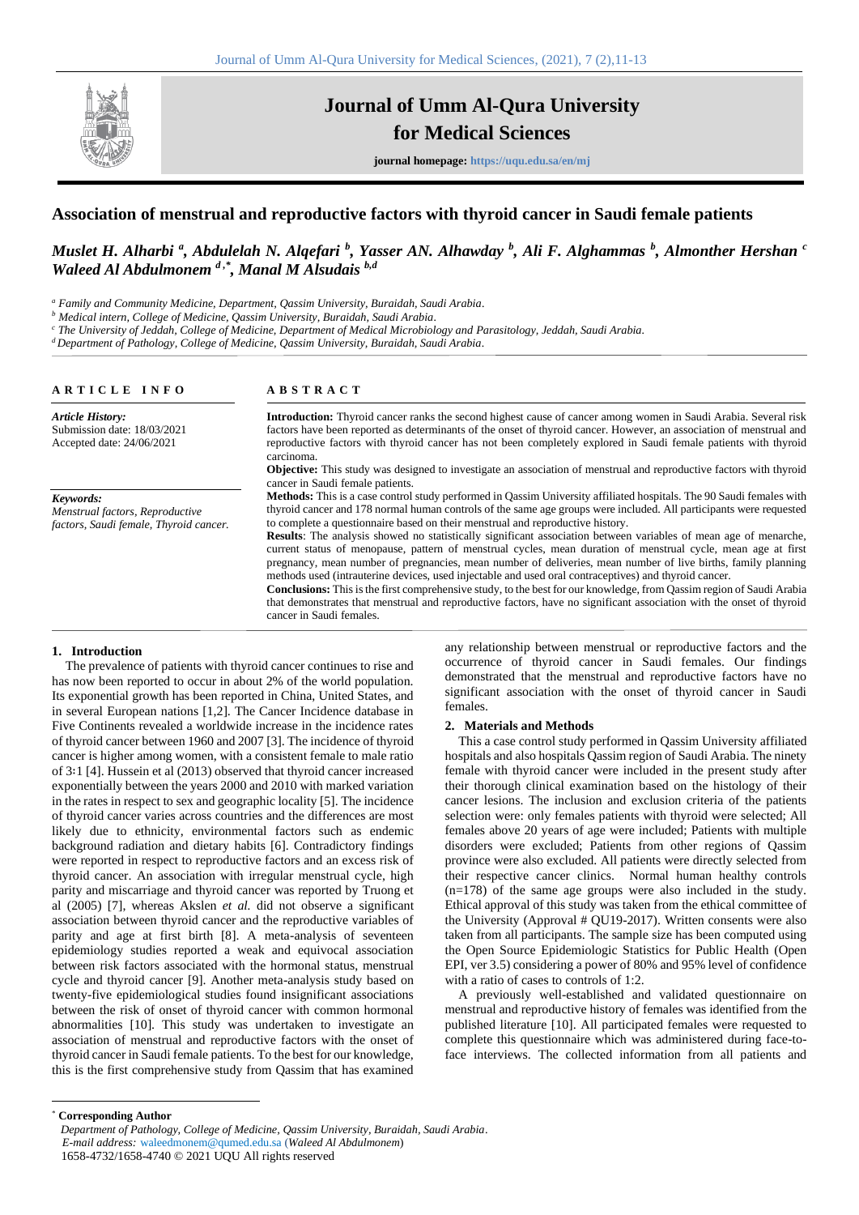# Association of menstrual and reproductive factors with thyroid cancer in Saudi female patients

***Muslet H. Alharbi [a], Abdulelah N. Alqefari [b], Yasser AN. Alhawday [b], Ali F. Alghammas [b], Almonther Hershan [c] Waleed Al Abdulmonem [d,*], Manal M Alsudais [b,d]***

*[a] Family and Community Medicine, Department, Qassim University, Buraidah, Saudi Arabia.*
*[b] Medical intern, College of Medicine, Qassim University, Buraidah, Saudi Arabia.*
*[c] The University of Jeddah, College of Medicine, Department of Medical Microbiology and Parasitology, Jeddah, Saudi Arabia.*
*[d] Department of Pathology, College of Medicine, Qassim University, Buraidah, Saudi Arabia.*

**ARTICLE INFO**

***Article History:***
Submission date: 18/03/2021
Accepted date: 24/06/2021

***Keywords:***
*Menstrual factors, Reproductive factors, Saudi female, Thyroid cancer.*

**ABSTRACT**

**Introduction:** Thyroid cancer ranks the second highest cause of cancer among women in Saudi Arabia. Several risk factors have been reported as determinants of the onset of thyroid cancer. However, an association of menstrual and reproductive factors with thyroid cancer has not been completely explored in Saudi female patients with thyroid carcinoma.

**Objective:** This study was designed to investigate an association of menstrual and reproductive factors with thyroid cancer in Saudi female patients.

**Methods:** This is a case control study performed in Qassim University affiliated hospitals. The 90 Saudi females with thyroid cancer and 178 normal human controls of the same age groups were included. All participants were requested to complete a questionnaire based on their menstrual and reproductive history.

**Results**: The analysis showed no statistically significant association between variables of mean age of menarche, current status of menopause, pattern of menstrual cycles, mean duration of menstrual cycle, mean age at first pregnancy, mean number of pregnancies, mean number of deliveries, mean number of live births, family planning methods used (intrauterine devices, used injectable and used oral contraceptives) and thyroid cancer.

**Conclusions:** This is the first comprehensive study, to the best for our knowledge, from Qassim region of Saudi Arabia that demonstrates that menstrual and reproductive factors, have no significant association with the onset of thyroid cancer in Saudi females.

## 1. Introduction

The prevalence of patients with thyroid cancer continues to rise and has now been reported to occur in about 2% of the world population. Its exponential growth has been reported in China, United States, and in several European nations [1,2]. The Cancer Incidence database in Five Continents revealed a worldwide increase in the incidence rates of thyroid cancer between 1960 and 2007 [3]. The incidence of thyroid cancer is higher among women, with a consistent female to male ratio of 3:1 [4]. Hussein et al (2013) observed that thyroid cancer increased exponentially between the years 2000 and 2010 with marked variation in the rates in respect to sex and geographic locality [5]. The incidence of thyroid cancer varies across countries and the differences are most likely due to ethnicity, environmental factors such as endemic background radiation and dietary habits [6]. Contradictory findings were reported in respect to reproductive factors and an excess risk of thyroid cancer. An association with irregular menstrual cycle, high parity and miscarriage and thyroid cancer was reported by Truong et al (2005) [7], whereas Akslen *et al.* did not observe a significant association between thyroid cancer and the reproductive variables of parity and age at first birth [8]. A meta-analysis of seventeen epidemiology studies reported a weak and equivocal association between risk factors associated with the hormonal status, menstrual cycle and thyroid cancer [9]. Another meta-analysis study based on twenty-five epidemiological studies found insignificant associations between the risk of onset of thyroid cancer with common hormonal abnormalities [10]. This study was undertaken to investigate an association of menstrual and reproductive factors with the onset of thyroid cancer in Saudi female patients. To the best for our knowledge, this is the first comprehensive study from Qassim that has examined any relationship between menstrual or reproductive factors and the occurrence of thyroid cancer in Saudi females. Our findings demonstrated that the menstrual and reproductive factors have no significant association with the onset of thyroid cancer in Saudi females.

## 2. Materials and Methods

This a case control study performed in Qassim University affiliated hospitals and also hospitals Qassim region of Saudi Arabia. The ninety female with thyroid cancer were included in the present study after their thorough clinical examination based on the histology of their cancer lesions. The inclusion and exclusion criteria of the patients selection were: only females patients with thyroid were selected; All females above 20 years of age were included; Patients with multiple disorders were excluded; Patients from other regions of Qassim province were also excluded. All patients were directly selected from their respective cancer clinics. Normal human healthy controls (n=178) of the same age groups were also included in the study. Ethical approval of this study was taken from the ethical committee of the University (Approval # QU19-2017). Written consents were also taken from all participants. The sample size has been computed using the Open Source Epidemiologic Statistics for Public Health (Open EPI, ver 3.5) considering a power of 80% and 95% level of confidence with a ratio of cases to controls of 1:2.

A previously well-established and validated questionnaire on menstrual and reproductive history of females was identified from the published literature [10]. All participated females were requested to complete this questionnaire which was administered during face-to-face interviews. The collected information from all patients and

---

\* **Corresponding Author**
*Department of Pathology, College of Medicine, Qassim University, Buraidah, Saudi Arabia.*
*E-mail address:* waleedmonem@qumed.edu.sa (*Waleed Al Abdulmonem*)
1658-4732/1658-4740 © 2021 UQU All rights reserved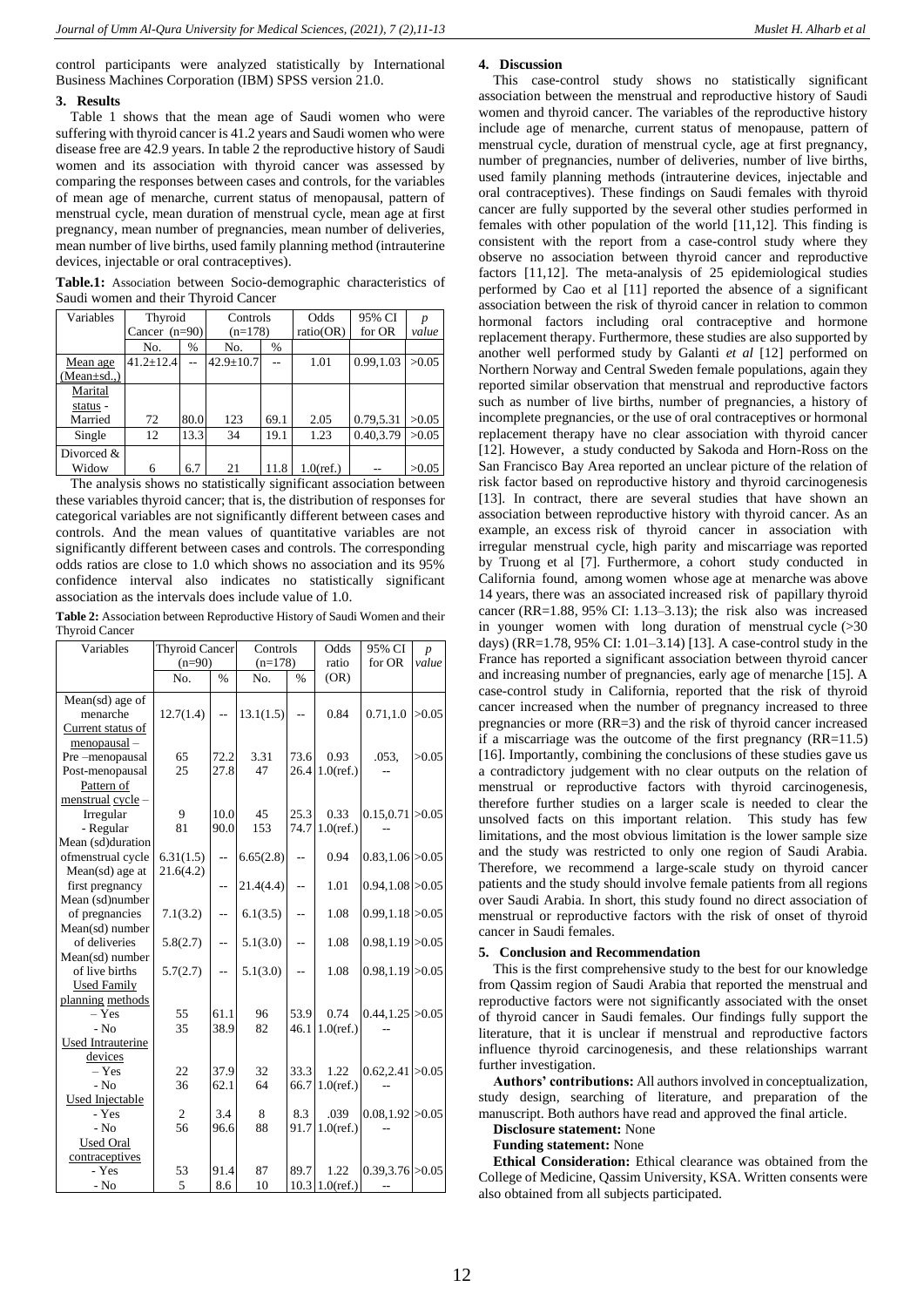control participants were analyzed statistically by International Business Machines Corporation (IBM) SPSS version 21.0.

## 3. Results

Table 1 shows that the mean age of Saudi women who were suffering with thyroid cancer is 41.2 years and Saudi women who were disease free are 42.9 years. In table 2 the reproductive history of Saudi women and its association with thyroid cancer was assessed by comparing the responses between cases and controls, for the variables of mean age of menarche, current status of menopausal, pattern of menstrual cycle, mean duration of menstrual cycle, mean age at first pregnancy, mean number of pregnancies, mean number of deliveries, mean number of live births, used family planning method (intrauterine devices, injectable or oral contraceptives).

**Table.1:** Association between Socio-demographic characteristics of Saudi women and their Thyroid Cancer

| Variables | Thyroid Cancer (n=90) | | Controls (n=178) | | Odds ratio(OR) | 95% CI for OR | *p value* |
|---|---|---|---|---|---|---|---|
| | No. | % | No. | % | | | |
| Mean age (Mean±sd,) | 41.2±12.4 | -- | 42.9±10.7 | -- | 1.01 | 0.99,1.03 | >0.05 |
| Marital status - | | | | | | | |
| Married | 72 | 80.0 | 123 | 69.1 | 2.05 | 0.79,5.31 | >0.05 |
| Single | 12 | 13.3 | 34 | 19.1 | 1.23 | 0.40,3.79 | >0.05 |
| Divorced & Widow | 6 | 6.7 | 21 | 11.8 | 1.0(ref.) | -- | >0.05 |

The analysis shows no statistically significant association between these variables thyroid cancer; that is, the distribution of responses for categorical variables are not significantly different between cases and controls. And the mean values of quantitative variables are not significantly different between cases and controls. The corresponding odds ratios are close to 1.0 which shows no association and its 95% confidence interval also indicates no statistically significant association as the intervals does include value of 1.0.

**Table 2:** Association between Reproductive History of Saudi Women and their Thyroid Cancer

| Variables | Thyroid Cancer (n=90) | | Controls (n=178) | | Odds ratio (OR) | 95% CI for OR | *p value* |
|---|---|---|---|---|---|---|---|
| | No. | % | No. | % | | | |
| Mean(sd) age of menarche | 12.7(1.4) | -- | 13.1(1.5) | -- | 0.84 | 0.71,1.0 | >0.05 |
| Current status of menopausal – | | | | | | | |
| Pre –menopausal | 65 | 72.2 | 3.31 | 73.6 | 0.93 | .053, | >0.05 |
| Post-menopausal | 25 | 27.8 | 47 | 26.4 | 1.0(ref.) | -- | |
| Pattern of menstrual cycle – | | | | | | | |
| Irregular | 9 | 10.0 | 45 | 25.3 | 0.33 | 0.15,0.71 | >0.05 |
| - Regular | 81 | 90.0 | 153 | 74.7 | 1.0(ref.) | -- | |
| Mean (sd)duration ofmenstrual cycle | 6.31(1.5) | -- | 6.65(2.8) | -- | 0.94 | 0.83,1.06 | >0.05 |
| Mean(sd) age at first pregnancy | 21.6(4.2) | -- | 21.4(4.4) | -- | 1.01 | 0.94,1.08 | >0.05 |
| Mean (sd)number of pregnancies | 7.1(3.2) | -- | 6.1(3.5) | -- | 1.08 | 0.99,1.18 | >0.05 |
| Mean(sd) number of deliveries | 5.8(2.7) | -- | 5.1(3.0) | -- | 1.08 | 0.98,1.19 | >0.05 |
| Mean(sd) number of live births | 5.7(2.7) | -- | 5.1(3.0) | -- | 1.08 | 0.98,1.19 | >0.05 |
| Used Family planning methods | | | | | | | |
| – Yes | 55 | 61.1 | 96 | 53.9 | 0.74 | 0.44,1.25 | >0.05 |
| - No | 35 | 38.9 | 82 | 46.1 | 1.0(ref.) | -- | |
| Used Intrauterine devices | | | | | | | |
| – Yes | 22 | 37.9 | 32 | 33.3 | 1.22 | 0.62,2.41 | >0.05 |
| - No | 36 | 62.1 | 64 | 66.7 | 1.0(ref.) | -- | |
| Used Injectable | | | | | | | |
| - Yes | 2 | 3.4 | 8 | 8.3 | .039 | 0.08,1.92 | >0.05 |
| - No | 56 | 96.6 | 88 | 91.7 | 1.0(ref.) | -- | |
| Used Oral contraceptives | | | | | | | |
| - Yes | 53 | 91.4 | 87 | 89.7 | 1.22 | 0.39,3.76 | >0.05 |
| - No | 5 | 8.6 | 10 | 10.3 | 1.0(ref.) | -- | |

## 4. Discussion

This case-control study shows no statistically significant association between the menstrual and reproductive history of Saudi women and thyroid cancer. The variables of the reproductive history include age of menarche, current status of menopause, pattern of menstrual cycle, duration of menstrual cycle, age at first pregnancy, number of pregnancies, number of deliveries, number of live births, used family planning methods (intrauterine devices, injectable and oral contraceptives). These findings on Saudi females with thyroid cancer are fully supported by the several other studies performed in females with other population of the world [11,12]. This finding is consistent with the report from a case-control study where they observe no association between thyroid cancer and reproductive factors [11,12]. The meta-analysis of 25 epidemiological studies performed by Cao et al [11] reported the absence of a significant association between the risk of thyroid cancer in relation to common hormonal factors including oral contraceptive and hormone replacement therapy. Furthermore, these studies are also supported by another well performed study by Galanti *et al* [12] performed on Northern Norway and Central Sweden female populations, again they reported similar observation that menstrual and reproductive factors such as number of live births, number of pregnancies, a history of incomplete pregnancies, or the use of oral contraceptives or hormonal replacement therapy have no clear association with thyroid cancer [12]. However, a study conducted by Sakoda and Horn-Ross on the San Francisco Bay Area reported an unclear picture of the relation of risk factor based on reproductive history and thyroid carcinogenesis [13]. In contract, there are several studies that have shown an association between reproductive history with thyroid cancer. As an example, an excess risk of thyroid cancer in association with irregular menstrual cycle, high parity and miscarriage was reported by Truong et al [7]. Furthermore, a cohort study conducted in California found, among women whose age at menarche was above 14 years, there was an associated increased risk of papillary thyroid cancer (RR=1.88, 95% CI: 1.13–3.13); the risk also was increased in younger women with long duration of menstrual cycle (>30 days) (RR=1.78, 95% CI: 1.01–3.14) [13]. A case-control study in the France has reported a significant association between thyroid cancer and increasing number of pregnancies, early age of menarche [15]. A case-control study in California, reported that the risk of thyroid cancer increased when the number of pregnancy increased to three pregnancies or more (RR=3) and the risk of thyroid cancer increased if a miscarriage was the outcome of the first pregnancy (RR=11.5) [16]. Importantly, combining the conclusions of these studies gave us a contradictory judgement with no clear outputs on the relation of menstrual or reproductive factors with thyroid carcinogenesis, therefore further studies on a larger scale is needed to clear the unsolved facts on this important relation. This study has few limitations, and the most obvious limitation is the lower sample size and the study was restricted to only one region of Saudi Arabia. Therefore, we recommend a large-scale study on thyroid cancer patients and the study should involve female patients from all regions over Saudi Arabia. In short, this study found no direct association of menstrual or reproductive factors with the risk of onset of thyroid cancer in Saudi females.

## 5. Conclusion and Recommendation

This is the first comprehensive study to the best for our knowledge from Qassim region of Saudi Arabia that reported the menstrual and reproductive factors were not significantly associated with the onset of thyroid cancer in Saudi females. Our findings fully support the literature, that it is unclear if menstrual and reproductive factors influence thyroid carcinogenesis, and these relationships warrant further investigation.

**Authors' contributions:** All authors involved in conceptualization, study design, searching of literature, and preparation of the manuscript. Both authors have read and approved the final article.

**Disclosure statement:** None

**Funding statement:** None

**Ethical Consideration:** Ethical clearance was obtained from the College of Medicine, Qassim University, KSA. Written consents were also obtained from all subjects participated.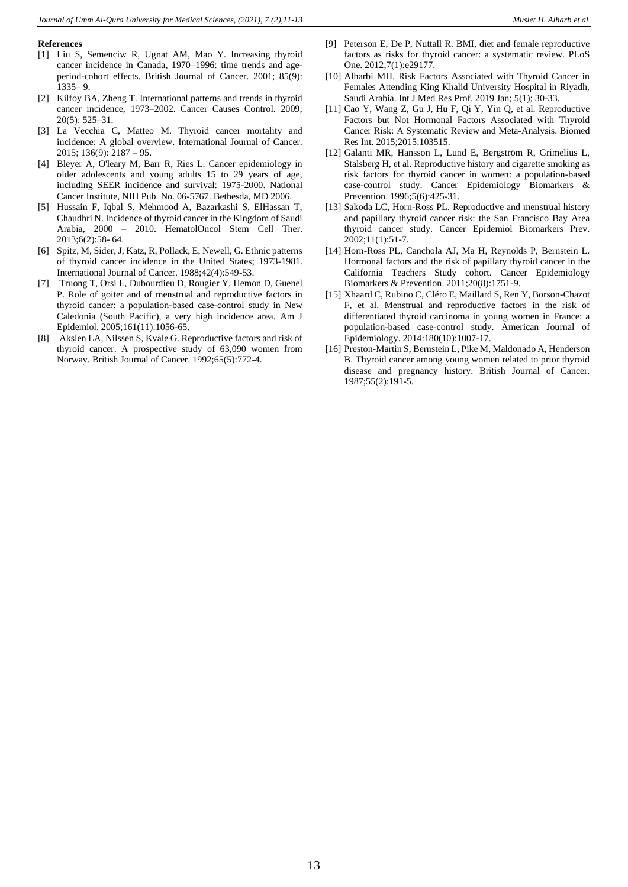**References**

[1] Liu S, Semenciw R, Ugnat AM, Mao Y. Increasing thyroid cancer incidence in Canada, 1970–1996: time trends and age-period-cohort effects. British Journal of Cancer. 2001; 85(9): 1335– 9.

[2] Kilfoy BA, Zheng T. International patterns and trends in thyroid cancer incidence, 1973–2002. Cancer Causes Control. 2009; 20(5): 525–31.

[3] La Vecchia C, Matteo M. Thyroid cancer mortality and incidence: A global overview. International Journal of Cancer. 2015; 136(9): 2187 – 95.

[4] Bleyer A, O'leary M, Barr R, Ries L. Cancer epidemiology in older adolescents and young adults 15 to 29 years of age, including SEER incidence and survival: 1975-2000. National Cancer Institute, NIH Pub. No. 06-5767. Bethesda, MD 2006.

[5] Hussain F, Iqbal S, Mehmood A, Bazarkashi S, ElHassan T, Chaudhri N. Incidence of thyroid cancer in the Kingdom of Saudi Arabia, 2000 – 2010. HematolOncol Stem Cell Ther. 2013;6(2):58- 64.

[6] Spitz, M, Sider, J, Katz, R, Pollack, E, Newell, G. Ethnic patterns of thyroid cancer incidence in the United States; 1973-1981. International Journal of Cancer. 1988;42(4):549-53.

[7] Truong T, Orsi L, Dubourdieu D, Rougier Y, Hemon D, Guenel P. Role of goiter and of menstrual and reproductive factors in thyroid cancer: a population-based case-control study in New Caledonia (South Pacific), a very high incidence area. Am J Epidemiol. 2005;161(11):1056-65.

[8] Akslen LA, Nilssen S, Kvåle G. Reproductive factors and risk of thyroid cancer. A prospective study of 63,090 women from Norway. British Journal of Cancer. 1992;65(5):772-4.

[9] Peterson E, De P, Nuttall R. BMI, diet and female reproductive factors as risks for thyroid cancer: a systematic review. PLoS One. 2012;7(1):e29177.

[10] Alharbi MH. Risk Factors Associated with Thyroid Cancer in Females Attending King Khalid University Hospital in Riyadh, Saudi Arabia. Int J Med Res Prof. 2019 Jan; 5(1); 30-33.

[11] Cao Y, Wang Z, Gu J, Hu F, Qi Y, Yin Q, et al. Reproductive Factors but Not Hormonal Factors Associated with Thyroid Cancer Risk: A Systematic Review and Meta-Analysis. Biomed Res Int. 2015;2015:103515.

[12] Galanti MR, Hansson L, Lund E, Bergström R, Grimelius L, Stalsberg H, et al. Reproductive history and cigarette smoking as risk factors for thyroid cancer in women: a population-based case-control study. Cancer Epidemiology Biomarkers & Prevention. 1996;5(6):425-31.

[13] Sakoda LC, Horn-Ross PL. Reproductive and menstrual history and papillary thyroid cancer risk: the San Francisco Bay Area thyroid cancer study. Cancer Epidemiol Biomarkers Prev. 2002;11(1):51-7.

[14] Horn-Ross PL, Canchola AJ, Ma H, Reynolds P, Bernstein L. Hormonal factors and the risk of papillary thyroid cancer in the California Teachers Study cohort. Cancer Epidemiology Biomarkers & Prevention. 2011;20(8):1751-9.

[15] Xhaard C, Rubino C, Cléro E, Maillard S, Ren Y, Borson-Chazot F, et al. Menstrual and reproductive factors in the risk of differentiated thyroid carcinoma in young women in France: a population-based case-control study. American Journal of Epidemiology. 2014:180(10):1007-17.

[16] Preston-Martin S, Bernstein L, Pike M, Maldonado A, Henderson B. Thyroid cancer among young women related to prior thyroid disease and pregnancy history. British Journal of Cancer. 1987;55(2):191-5.